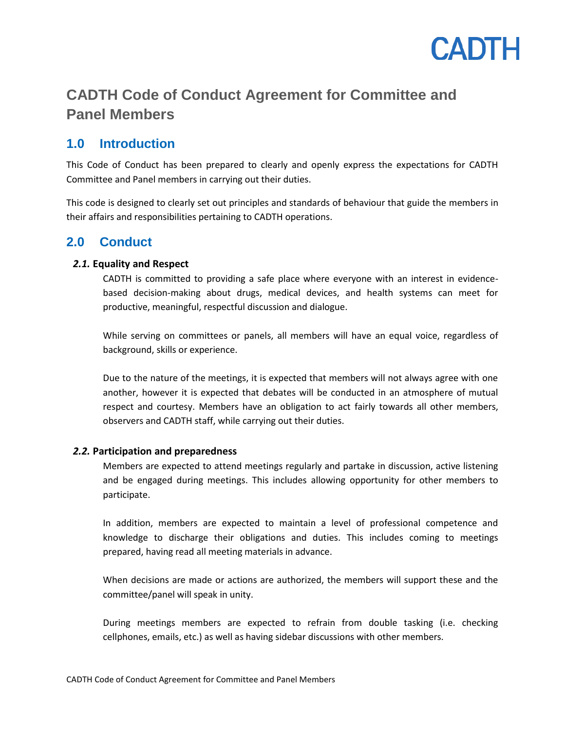# CADTH Code of Conduct Agreement for Committee and Panel Members

## 1.0 Introduction

This Code of Conduct has been prepared to clearly and openly express the expectations for CADTH Committee and Panel members in carrying out their duties.

This code is designed to clearly set out principles and standards of behaviour that guide the members in their affairs and responsibilities pertaining to CADTH operations.

## 2.0 Conduct

### *2.1.* Equality and Respect

CADTH is committed to providing a safe place where everyone with an interest in evidence-based decision-making about drugs, medical devices, and health systems can meet for productive, meaningful, respectful discussion and dialogue.

While serving on committees or panels, all members will have an equal voice, regardless of background, skills or experience.

Due to the nature of the meetings, it is expected that members will not always agree with one another, however it is expected that debates will be conducted in an atmosphere of mutual respect and courtesy. Members have an obligation to act fairly towards all other members, observers and CADTH staff, while carrying out their duties.

### *2.2.* Participation and preparedness

Members are expected to attend meetings regularly and partake in discussion, active listening and be engaged during meetings. This includes allowing opportunity for other members to participate.

In addition, members are expected to maintain a level of professional competence and knowledge to discharge their obligations and duties. This includes coming to meetings prepared, having read all meeting materials in advance.

When decisions are made or actions are authorized, the members will support these and the committee/panel will speak in unity.

During meetings members are expected to refrain from double tasking (i.e. checking cellphones, emails, etc.) as well as having sidebar discussions with other members.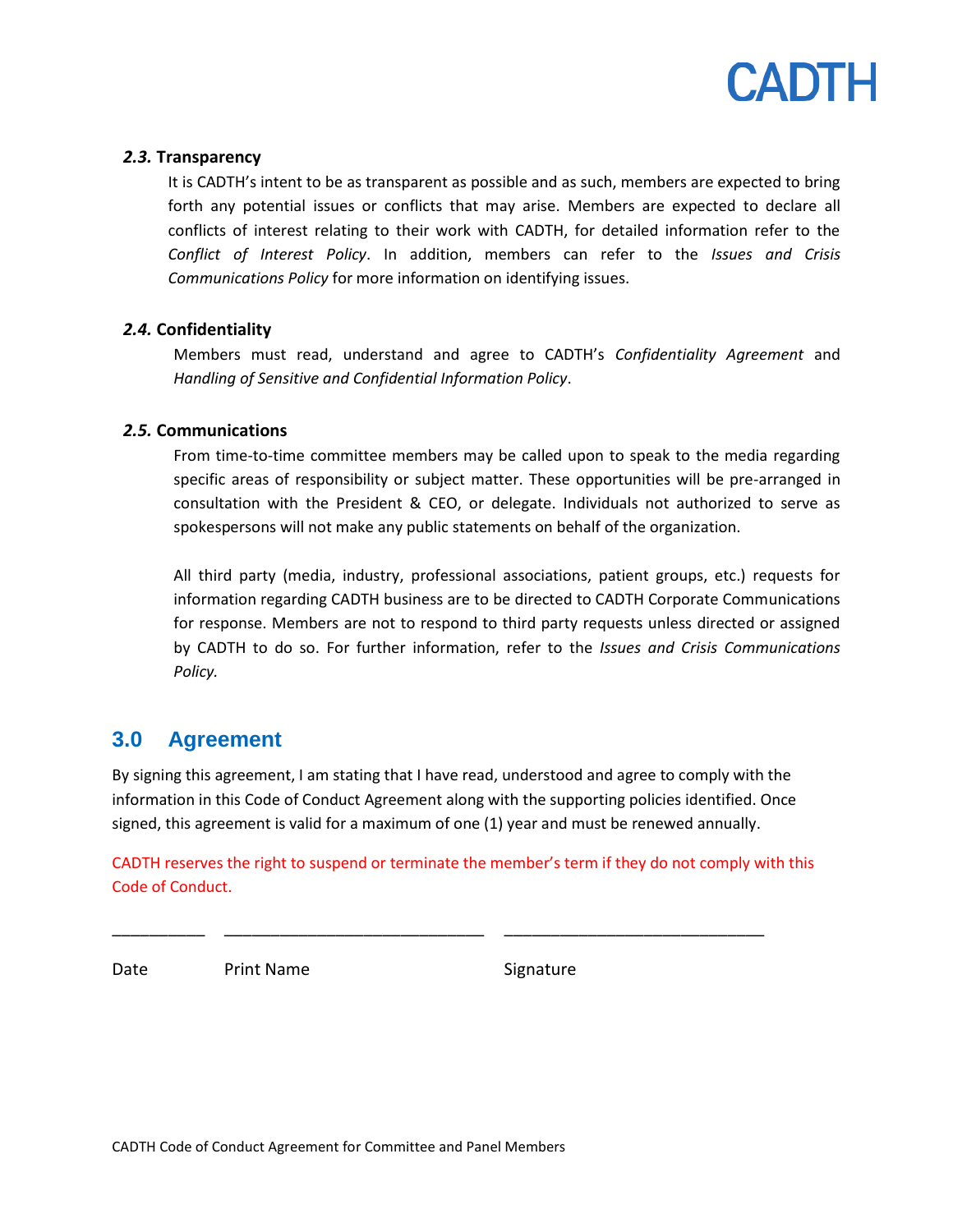### *2.3.* Transparency

It is CADTH's intent to be as transparent as possible and as such, members are expected to bring forth any potential issues or conflicts that may arise. Members are expected to declare all conflicts of interest relating to their work with CADTH, for detailed information refer to the *Conflict of Interest Policy*. In addition, members can refer to the *Issues and Crisis Communications Policy* for more information on identifying issues.

### *2.4.* Confidentiality

Members must read, understand and agree to CADTH's *Confidentiality Agreement* and *Handling of Sensitive and Confidential Information Policy*.

### *2.5.* Communications

From time-to-time committee members may be called upon to speak to the media regarding specific areas of responsibility or subject matter. These opportunities will be pre-arranged in consultation with the President & CEO, or delegate. Individuals not authorized to serve as spokespersons will not make any public statements on behalf of the organization.

All third party (media, industry, professional associations, patient groups, etc.) requests for information regarding CADTH business are to be directed to CADTH Corporate Communications for response. Members are not to respond to third party requests unless directed or assigned by CADTH to do so. For further information, refer to the *Issues and Crisis Communications Policy.*

## 3.0 Agreement

By signing this agreement, I am stating that I have read, understood and agree to comply with the information in this Code of Conduct Agreement along with the supporting policies identified. Once signed, this agreement is valid for a maximum of one (1) year and must be renewed annually.

CADTH reserves the right to suspend or terminate the member's term if they do not comply with this Code of Conduct.

| Date | Print Name | Signature |
| --- | --- | --- |
| __________ | ____________________________ | ____________________________ |